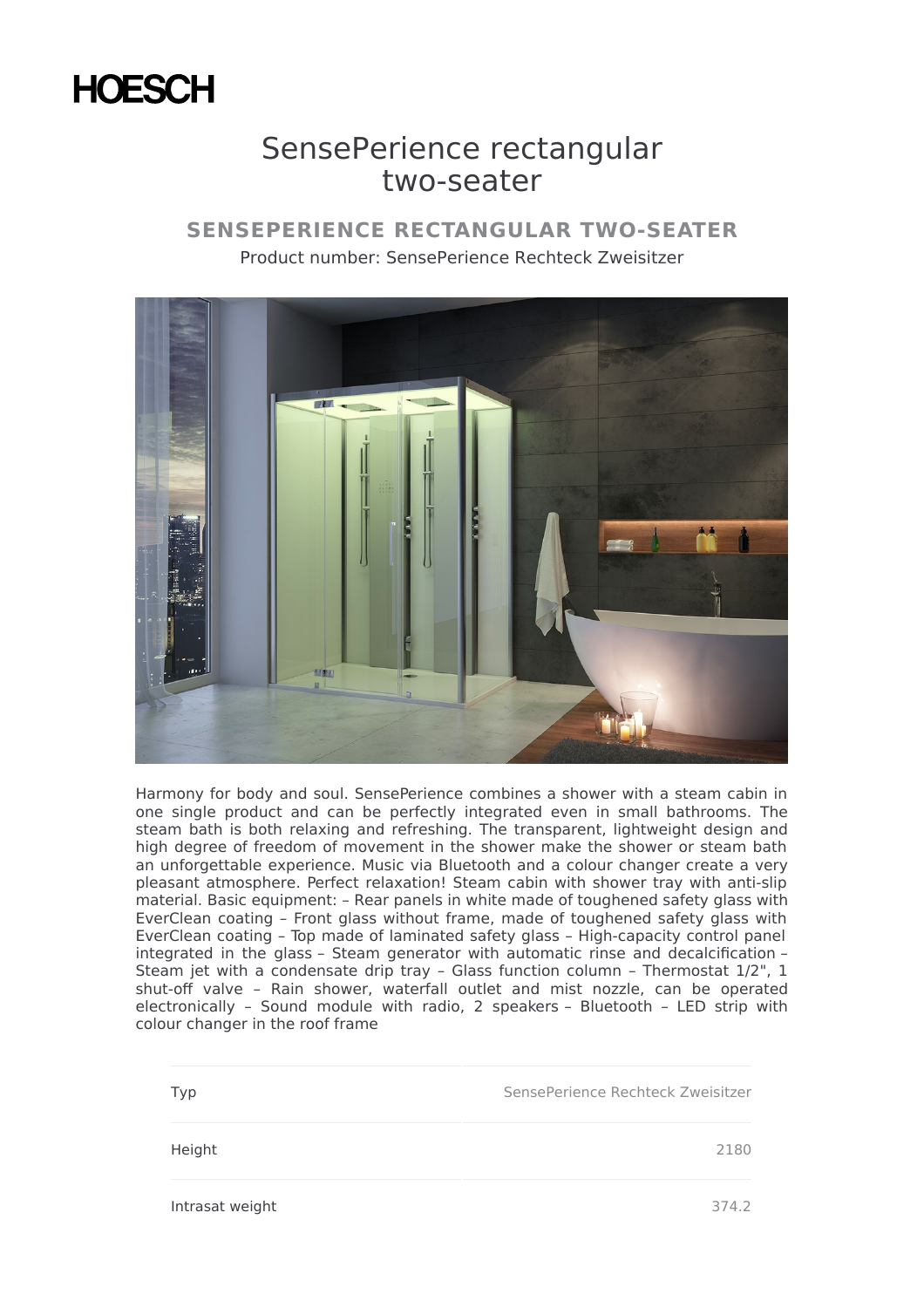HOESCH

# SensePerience rectangular two-seater

## SENSEPERIENCE RECTANGULAR TWO-SEATER

Product number: SensePerience Rechteck Zweisitzer

Harmony for body and soul. SensePerience combines a shower with a steam cabin in one single product and can be perfectly integrated even in small bathrooms. The steam bath is both relaxing and refreshing. The transparent, lightweight design and high degree of freedom of movement in the shower make the shower or steam bath an unforgettable experience. Music via Bluetooth and a colour changer create a very pleasant atmosphere. Perfect relaxation! Steam cabin with shower tray with anti-slip material. Basic equipment: – Rear panels in white made of toughened safety glass with EverClean coating – Front glass without frame, made of toughened safety glass with EverClean coating – Top made of laminated safety glass – High-capacity control panel integrated in the glass – Steam generator with automatic rinse and decalcification – Steam jet with a condensate drip tray – Glass function column – Thermostat 1/2", 1 shut-off valve – Rain shower, waterfall outlet and mist nozzle, can be operated electronically – Sound module with radio, 2 speakers – Bluetooth – LED strip with colour changer in the roof frame

| | |
|---|---|
| Typ | SensePerience Rechteck Zweisitzer |
| Height | 2180 |
| Intrasat weight | 374.2 |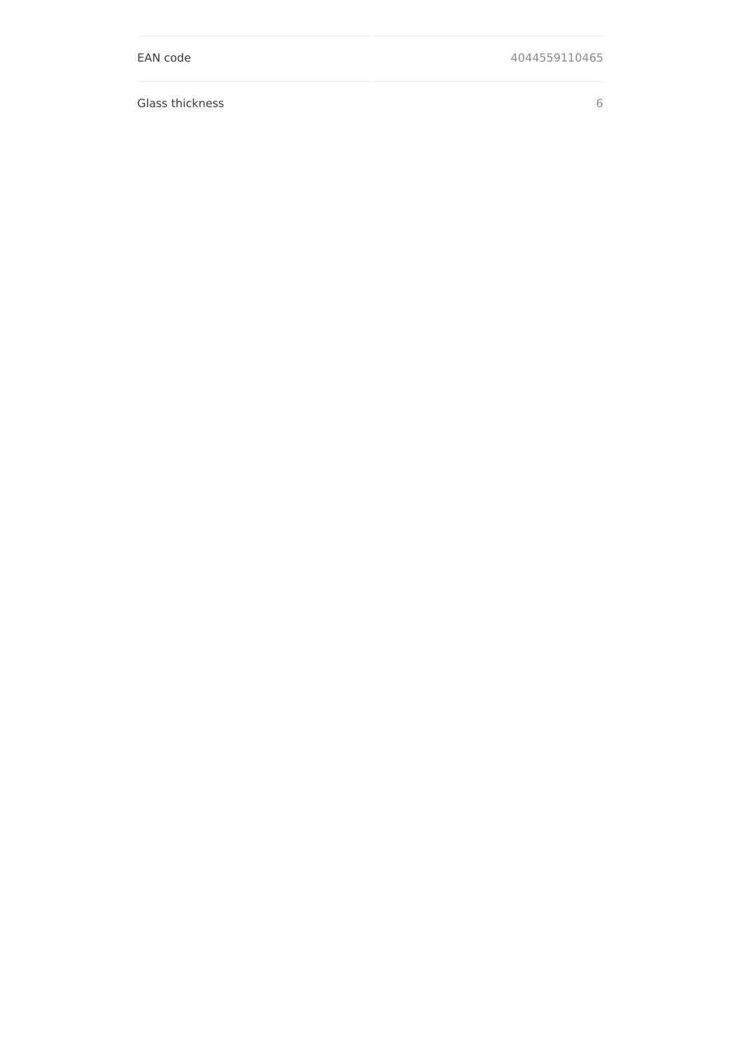| | |
|---|---|
| EAN code | 4044559110465 |
| Glass thickness | 6 |